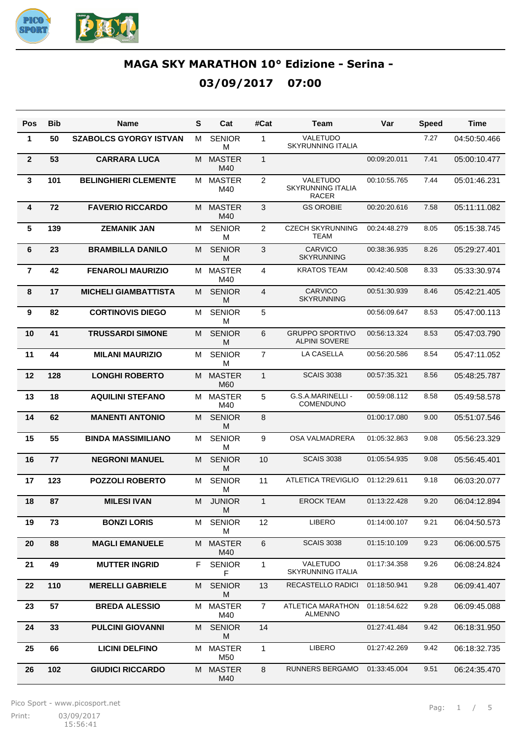# MAGA SKY MARATHON 10° Edizione - Serina -

## 03/09/2017 07:00

| Pos | Bib | Name | S | Cat | #Cat | Team | Var | Speed | Time |
|---|---|---|---|---|---|---|---|---|---|
| 1 | 50 | SZABOLCS GYORGY ISTVAN | M | SENIOR M | 1 | VALETUDO SKYRUNNING ITALIA | | 7.27 | 04:50:50.466 |
| 2 | 53 | CARRARA LUCA | M | MASTER M40 | 1 | | 00:09:20.011 | 7.41 | 05:00:10.477 |
| 3 | 101 | BELINGHIERI CLEMENTE | M | MASTER M40 | 2 | VALETUDO SKYRUNNING ITALIA RACER | 00:10:55.765 | 7.44 | 05:01:46.231 |
| 4 | 72 | FAVERIO RICCARDO | M | MASTER M40 | 3 | GS OROBIE | 00:20:20.616 | 7.58 | 05:11:11.082 |
| 5 | 139 | ZEMANIK JAN | M | SENIOR M | 2 | CZECH SKYRUNNING TEAM | 00:24:48.279 | 8.05 | 05:15:38.745 |
| 6 | 23 | BRAMBILLA DANILO | M | SENIOR M | 3 | CARVICO SKYRUNNING | 00:38:36.935 | 8.26 | 05:29:27.401 |
| 7 | 42 | FENAROLI MAURIZIO | M | MASTER M40 | 4 | KRATOS TEAM | 00:42:40.508 | 8.33 | 05:33:30.974 |
| 8 | 17 | MICHELI GIAMBATTISTA | M | SENIOR M | 4 | CARVICO SKYRUNNING | 00:51:30.939 | 8.46 | 05:42:21.405 |
| 9 | 82 | CORTINOVIS DIEGO | M | SENIOR M | 5 | | 00:56:09.647 | 8.53 | 05:47:00.113 |
| 10 | 41 | TRUSSARDI SIMONE | M | SENIOR M | 6 | GRUPPO SPORTIVO ALPINI SOVERE | 00:56:13.324 | 8.53 | 05:47:03.790 |
| 11 | 44 | MILANI MAURIZIO | M | SENIOR M | 7 | LA CASELLA | 00:56:20.586 | 8.54 | 05:47:11.052 |
| 12 | 128 | LONGHI ROBERTO | M | MASTER M60 | 1 | SCAIS 3038 | 00:57:35.321 | 8.56 | 05:48:25.787 |
| 13 | 18 | AQUILINI STEFANO | M | MASTER M40 | 5 | G.S.A.MARINELLI - COMENDUNO | 00:59:08.112 | 8.58 | 05:49:58.578 |
| 14 | 62 | MANENTI ANTONIO | M | SENIOR M | 8 | | 01:00:17.080 | 9.00 | 05:51:07.546 |
| 15 | 55 | BINDA MASSIMILIANO | M | SENIOR M | 9 | OSA VALMADRERA | 01:05:32.863 | 9.08 | 05:56:23.329 |
| 16 | 77 | NEGRONI MANUEL | M | SENIOR M | 10 | SCAIS 3038 | 01:05:54.935 | 9.08 | 05:56:45.401 |
| 17 | 123 | POZZOLI ROBERTO | M | SENIOR M | 11 | ATLETICA TREVIGLIO | 01:12:29.611 | 9.18 | 06:03:20.077 |
| 18 | 87 | MILESI IVAN | M | JUNIOR M | 1 | EROCK TEAM | 01:13:22.428 | 9.20 | 06:04:12.894 |
| 19 | 73 | BONZI LORIS | M | SENIOR M | 12 | LIBERO | 01:14:00.107 | 9.21 | 06:04:50.573 |
| 20 | 88 | MAGLI EMANUELE | M | MASTER M40 | 6 | SCAIS 3038 | 01:15:10.109 | 9.23 | 06:06:00.575 |
| 21 | 49 | MUTTER INGRID | F | SENIOR F | 1 | VALETUDO SKYRUNNING ITALIA | 01:17:34.358 | 9.26 | 06:08:24.824 |
| 22 | 110 | MERELLI GABRIELE | M | SENIOR M | 13 | RECASTELLO RADICI | 01:18:50.941 | 9.28 | 06:09:41.407 |
| 23 | 57 | BREDA ALESSIO | M | MASTER M40 | 7 | ATLETICA MARATHON ALMENNO | 01:18:54.622 | 9.28 | 06:09:45.088 |
| 24 | 33 | PULCINI GIOVANNI | M | SENIOR M | 14 | | 01:27:41.484 | 9.42 | 06:18:31.950 |
| 25 | 66 | LICINI DELFINO | M | MASTER M50 | 1 | LIBERO | 01:27:42.269 | 9.42 | 06:18:32.735 |
| 26 | 102 | GIUDICI RICCARDO | M | MASTER M40 | 8 | RUNNERS BERGAMO | 01:33:45.004 | 9.51 | 06:24:35.470 |

Pico Sport - www.picosport.net

Print: 03/09/2017 15:56:41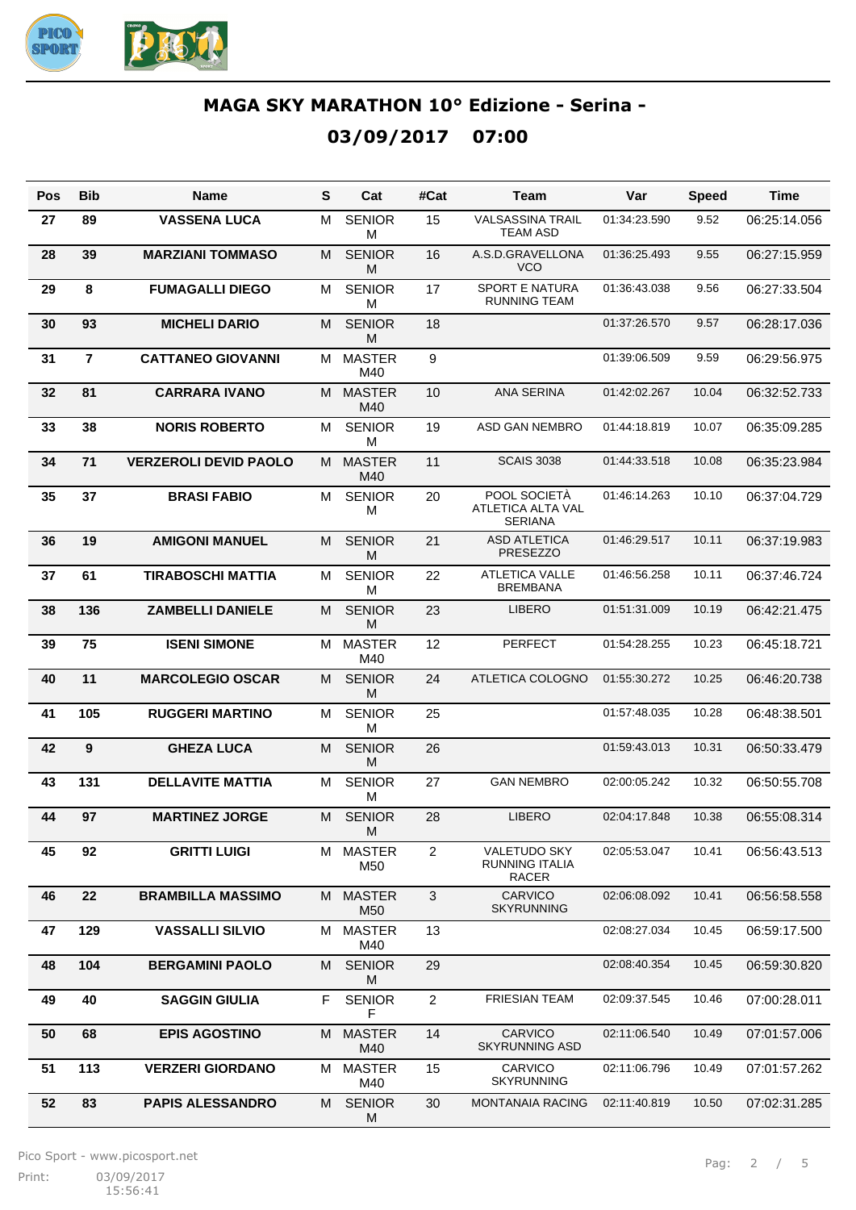# MAGA SKY MARATHON 10° Edizione - Serina -

## 03/09/2017 07:00

| Pos | Bib | Name | S | Cat | #Cat | Team | Var | Speed | Time |
|---|---|---|---|---|---|---|---|---|---|
| 27 | 89 | VASSENA LUCA | M | SENIOR M | 15 | VALSASSINA TRAIL TEAM ASD | 01:34:23.590 | 9.52 | 06:25:14.056 |
| 28 | 39 | MARZIANI TOMMASO | M | SENIOR M | 16 | A.S.D.GRAVELLONA VCO | 01:36:25.493 | 9.55 | 06:27:15.959 |
| 29 | 8 | FUMAGALLI DIEGO | M | SENIOR M | 17 | SPORT E NATURA RUNNING TEAM | 01:36:43.038 | 9.56 | 06:27:33.504 |
| 30 | 93 | MICHELI DARIO | M | SENIOR M | 18 | | 01:37:26.570 | 9.57 | 06:28:17.036 |
| 31 | 7 | CATTANEO GIOVANNI | M | MASTER M40 | 9 | | 01:39:06.509 | 9.59 | 06:29:56.975 |
| 32 | 81 | CARRARA IVANO | M | MASTER M40 | 10 | ANA SERINA | 01:42:02.267 | 10.04 | 06:32:52.733 |
| 33 | 38 | NORIS ROBERTO | M | SENIOR M | 19 | ASD GAN NEMBRO | 01:44:18.819 | 10.07 | 06:35:09.285 |
| 34 | 71 | VERZEROLI DEVID PAOLO | M | MASTER M40 | 11 | SCAIS 3038 | 01:44:33.518 | 10.08 | 06:35:23.984 |
| 35 | 37 | BRASI FABIO | M | SENIOR M | 20 | POOL SOCIETÀ ATLETICA ALTA VAL SERIANA | 01:46:14.263 | 10.10 | 06:37:04.729 |
| 36 | 19 | AMIGONI MANUEL | M | SENIOR M | 21 | ASD ATLETICA PRESEZZO | 01:46:29.517 | 10.11 | 06:37:19.983 |
| 37 | 61 | TIRABOSCHI MATTIA | M | SENIOR M | 22 | ATLETICA VALLE BREMBANA | 01:46:56.258 | 10.11 | 06:37:46.724 |
| 38 | 136 | ZAMBELLI DANIELE | M | SENIOR M | 23 | LIBERO | 01:51:31.009 | 10.19 | 06:42:21.475 |
| 39 | 75 | ISENI SIMONE | M | MASTER M40 | 12 | PERFECT | 01:54:28.255 | 10.23 | 06:45:18.721 |
| 40 | 11 | MARCOLEGIO OSCAR | M | SENIOR M | 24 | ATLETICA COLOGNO | 01:55:30.272 | 10.25 | 06:46:20.738 |
| 41 | 105 | RUGGERI MARTINO | M | SENIOR M | 25 | | 01:57:48.035 | 10.28 | 06:48:38.501 |
| 42 | 9 | GHEZA LUCA | M | SENIOR M | 26 | | 01:59:43.013 | 10.31 | 06:50:33.479 |
| 43 | 131 | DELLAVITE MATTIA | M | SENIOR M | 27 | GAN NEMBRO | 02:00:05.242 | 10.32 | 06:50:55.708 |
| 44 | 97 | MARTINEZ JORGE | M | SENIOR M | 28 | LIBERO | 02:04:17.848 | 10.38 | 06:55:08.314 |
| 45 | 92 | GRITTI LUIGI | M | MASTER M50 | 2 | VALETUDO SKY RUNNING ITALIA RACER | 02:05:53.047 | 10.41 | 06:56:43.513 |
| 46 | 22 | BRAMBILLA MASSIMO | M | MASTER M50 | 3 | CARVICO SKYRUNNING | 02:06:08.092 | 10.41 | 06:56:58.558 |
| 47 | 129 | VASSALLI SILVIO | M | MASTER M40 | 13 | | 02:08:27.034 | 10.45 | 06:59:17.500 |
| 48 | 104 | BERGAMINI PAOLO | M | SENIOR M | 29 | | 02:08:40.354 | 10.45 | 06:59:30.820 |
| 49 | 40 | SAGGIN GIULIA | F | SENIOR F | 2 | FRIESIAN TEAM | 02:09:37.545 | 10.46 | 07:00:28.011 |
| 50 | 68 | EPIS AGOSTINO | M | MASTER M40 | 14 | CARVICO SKYRUNNING ASD | 02:11:06.540 | 10.49 | 07:01:57.006 |
| 51 | 113 | VERZERI GIORDANO | M | MASTER M40 | 15 | CARVICO SKYRUNNING | 02:11:06.796 | 10.49 | 07:01:57.262 |
| 52 | 83 | PAPIS ALESSANDRO | M | SENIOR M | 30 | MONTANAIA RACING | 02:11:40.819 | 10.50 | 07:02:31.285 |

Pico Sport - www.picosport.net

Print: 03/09/2017 15:56:41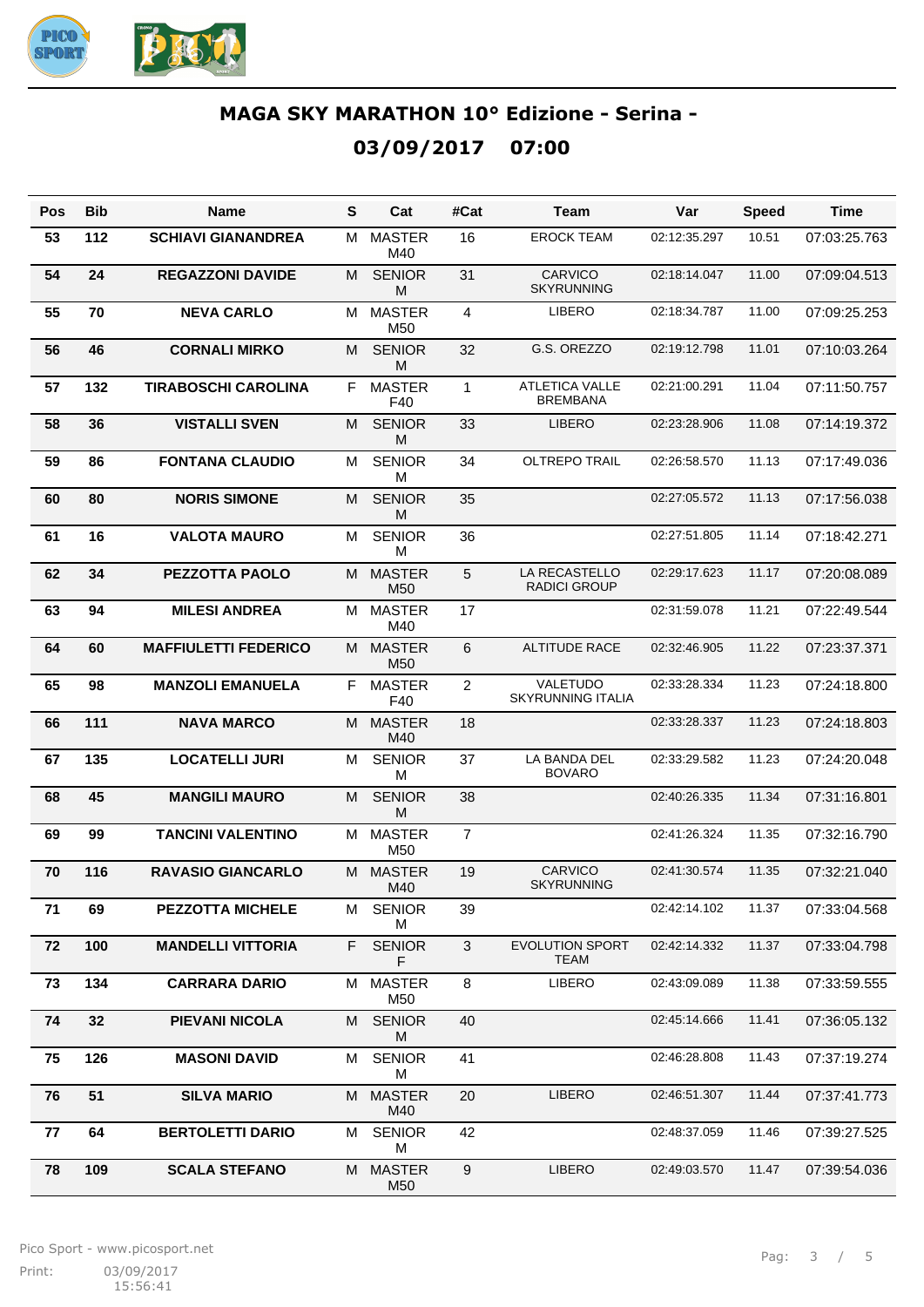# MAGA SKY MARATHON 10° Edizione - Serina -

## 03/09/2017 07:00

| Pos | Bib | Name | S | Cat | #Cat | Team | Var | Speed | Time |
|---|---|---|---|---|---|---|---|---|---|
| 53 | 112 | SCHIAVI GIANANDREA | M | MASTER M40 | 16 | EROCK TEAM | 02:12:35.297 | 10.51 | 07:03:25.763 |
| 54 | 24 | REGAZZONI DAVIDE | M | SENIOR M | 31 | CARVICO SKYRUNNING | 02:18:14.047 | 11.00 | 07:09:04.513 |
| 55 | 70 | NEVA CARLO | M | MASTER M50 | 4 | LIBERO | 02:18:34.787 | 11.00 | 07:09:25.253 |
| 56 | 46 | CORNALI MIRKO | M | SENIOR M | 32 | G.S. OREZZO | 02:19:12.798 | 11.01 | 07:10:03.264 |
| 57 | 132 | TIRABOSCHI CAROLINA | F | MASTER F40 | 1 | ATLETICA VALLE BREMBANA | 02:21:00.291 | 11.04 | 07:11:50.757 |
| 58 | 36 | VISTALLI SVEN | M | SENIOR M | 33 | LIBERO | 02:23:28.906 | 11.08 | 07:14:19.372 |
| 59 | 86 | FONTANA CLAUDIO | M | SENIOR M | 34 | OLTREPO TRAIL | 02:26:58.570 | 11.13 | 07:17:49.036 |
| 60 | 80 | NORIS SIMONE | M | SENIOR M | 35 | | 02:27:05.572 | 11.13 | 07:17:56.038 |
| 61 | 16 | VALOTA MAURO | M | SENIOR M | 36 | | 02:27:51.805 | 11.14 | 07:18:42.271 |
| 62 | 34 | PEZZOTTA PAOLO | M | MASTER M50 | 5 | LA RECASTELLO RADICI GROUP | 02:29:17.623 | 11.17 | 07:20:08.089 |
| 63 | 94 | MILESI ANDREA | M | MASTER M40 | 17 | | 02:31:59.078 | 11.21 | 07:22:49.544 |
| 64 | 60 | MAFFIULETTI FEDERICO | M | MASTER M50 | 6 | ALTITUDE RACE | 02:32:46.905 | 11.22 | 07:23:37.371 |
| 65 | 98 | MANZOLI EMANUELA | F | MASTER F40 | 2 | VALETUDO SKYRUNNING ITALIA | 02:33:28.334 | 11.23 | 07:24:18.800 |
| 66 | 111 | NAVA MARCO | M | MASTER M40 | 18 | | 02:33:28.337 | 11.23 | 07:24:18.803 |
| 67 | 135 | LOCATELLI JURI | M | SENIOR M | 37 | LA BANDA DEL BOVARO | 02:33:29.582 | 11.23 | 07:24:20.048 |
| 68 | 45 | MANGILI MAURO | M | SENIOR M | 38 | | 02:40:26.335 | 11.34 | 07:31:16.801 |
| 69 | 99 | TANCINI VALENTINO | M | MASTER M50 | 7 | | 02:41:26.324 | 11.35 | 07:32:16.790 |
| 70 | 116 | RAVASIO GIANCARLO | M | MASTER M40 | 19 | CARVICO SKYRUNNING | 02:41:30.574 | 11.35 | 07:32:21.040 |
| 71 | 69 | PEZZOTTA MICHELE | M | SENIOR M | 39 | | 02:42:14.102 | 11.37 | 07:33:04.568 |
| 72 | 100 | MANDELLI VITTORIA | F | SENIOR F | 3 | EVOLUTION SPORT TEAM | 02:42:14.332 | 11.37 | 07:33:04.798 |
| 73 | 134 | CARRARA DARIO | M | MASTER M50 | 8 | LIBERO | 02:43:09.089 | 11.38 | 07:33:59.555 |
| 74 | 32 | PIEVANI NICOLA | M | SENIOR M | 40 | | 02:45:14.666 | 11.41 | 07:36:05.132 |
| 75 | 126 | MASONI DAVID | M | SENIOR M | 41 | | 02:46:28.808 | 11.43 | 07:37:19.274 |
| 76 | 51 | SILVA MARIO | M | MASTER M40 | 20 | LIBERO | 02:46:51.307 | 11.44 | 07:37:41.773 |
| 77 | 64 | BERTOLETTI DARIO | M | SENIOR M | 42 | | 02:48:37.059 | 11.46 | 07:39:27.525 |
| 78 | 109 | SCALA STEFANO | M | MASTER M50 | 9 | LIBERO | 02:49:03.570 | 11.47 | 07:39:54.036 |

Pico Sport - www.picosport.net

Print: 03/09/2017 15:56:41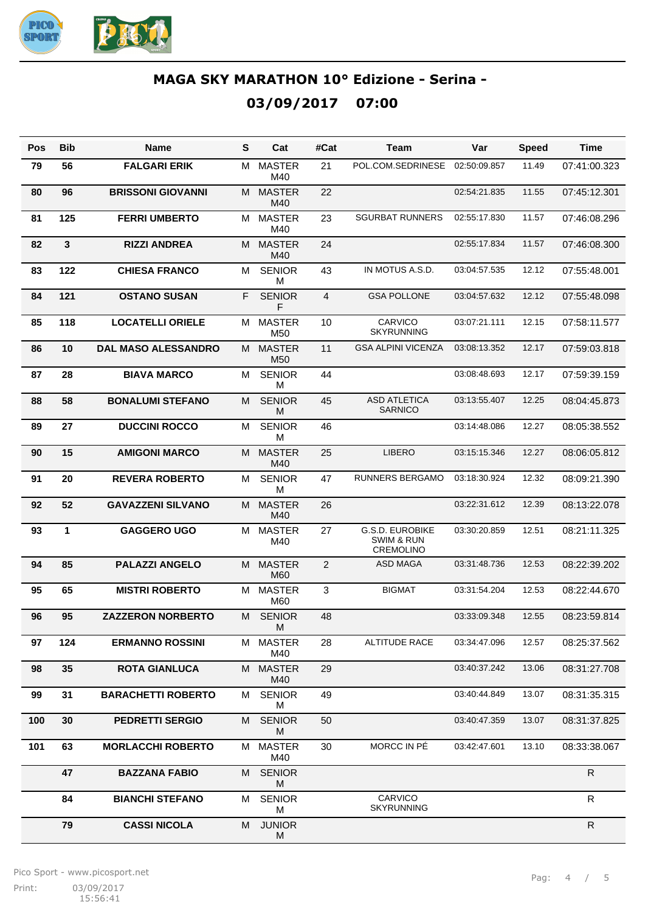## MAGA SKY MARATHON 10° Edizione - Serina -

## 03/09/2017 07:00

| Pos | Bib | Name | S | Cat | #Cat | Team | Var | Speed | Time |
|---|---|---|---|---|---|---|---|---|---|
| 79 | 56 | FALGARI ERIK | M | MASTER M40 | 21 | POL.COM.SEDRINESE | 02:50:09.857 | 11.49 | 07:41:00.323 |
| 80 | 96 | BRISSONI GIOVANNI | M | MASTER M40 | 22 | | 02:54:21.835 | 11.55 | 07:45:12.301 |
| 81 | 125 | FERRI UMBERTO | M | MASTER M40 | 23 | SGURBAT RUNNERS | 02:55:17.830 | 11.57 | 07:46:08.296 |
| 82 | 3 | RIZZI ANDREA | M | MASTER M40 | 24 | | 02:55:17.834 | 11.57 | 07:46:08.300 |
| 83 | 122 | CHIESA FRANCO | M | SENIOR M | 43 | IN MOTUS A.S.D. | 03:04:57.535 | 12.12 | 07:55:48.001 |
| 84 | 121 | OSTANO SUSAN | F | SENIOR F | 4 | GSA POLLONE | 03:04:57.632 | 12.12 | 07:55:48.098 |
| 85 | 118 | LOCATELLI ORIELE | M | MASTER M50 | 10 | CARVICO SKYRUNNING | 03:07:21.111 | 12.15 | 07:58:11.577 |
| 86 | 10 | DAL MASO ALESSANDRO | M | MASTER M50 | 11 | GSA ALPINI VICENZA | 03:08:13.352 | 12.17 | 07:59:03.818 |
| 87 | 28 | BIAVA MARCO | M | SENIOR M | 44 | | 03:08:48.693 | 12.17 | 07:59:39.159 |
| 88 | 58 | BONALUMI STEFANO | M | SENIOR M | 45 | ASD ATLETICA SARNICO | 03:13:55.407 | 12.25 | 08:04:45.873 |
| 89 | 27 | DUCCINI ROCCO | M | SENIOR M | 46 | | 03:14:48.086 | 12.27 | 08:05:38.552 |
| 90 | 15 | AMIGONI MARCO | M | MASTER M40 | 25 | LIBERO | 03:15:15.346 | 12.27 | 08:06:05.812 |
| 91 | 20 | REVERA ROBERTO | M | SENIOR M | 47 | RUNNERS BERGAMO | 03:18:30.924 | 12.32 | 08:09:21.390 |
| 92 | 52 | GAVAZZENI SILVANO | M | MASTER M40 | 26 | | 03:22:31.612 | 12.39 | 08:13:22.078 |
| 93 | 1 | GAGGERO UGO | M | MASTER M40 | 27 | G.S.D. EUROBIKE SWIM & RUN CREMOLINO | 03:30:20.859 | 12.51 | 08:21:11.325 |
| 94 | 85 | PALAZZI ANGELO | M | MASTER M60 | 2 | ASD MAGA | 03:31:48.736 | 12.53 | 08:22:39.202 |
| 95 | 65 | MISTRI ROBERTO | M | MASTER M60 | 3 | BIGMAT | 03:31:54.204 | 12.53 | 08:22:44.670 |
| 96 | 95 | ZAZZERON NORBERTO | M | SENIOR M | 48 | | 03:33:09.348 | 12.55 | 08:23:59.814 |
| 97 | 124 | ERMANNO ROSSINI | M | MASTER M40 | 28 | ALTITUDE RACE | 03:34:47.096 | 12.57 | 08:25:37.562 |
| 98 | 35 | ROTA GIANLUCA | M | MASTER M40 | 29 | | 03:40:37.242 | 13.06 | 08:31:27.708 |
| 99 | 31 | BARACHETTI ROBERTO | M | SENIOR M | 49 | | 03:40:44.849 | 13.07 | 08:31:35.315 |
| 100 | 30 | PEDRETTI SERGIO | M | SENIOR M | 50 | | 03:40:47.359 | 13.07 | 08:31:37.825 |
| 101 | 63 | MORLACCHI ROBERTO | M | MASTER M40 | 30 | MORCC IN PÉ | 03:42:47.601 | 13.10 | 08:33:38.067 |
| | 47 | BAZZANA FABIO | M | SENIOR M | | | | | R |
| | 84 | BIANCHI STEFANO | M | SENIOR M | | CARVICO SKYRUNNING | | | R |
| | 79 | CASSI NICOLA | M | JUNIOR M | | | | | R |

Pico Sport - www.picosport.net

Print: 03/09/2017 15:56:41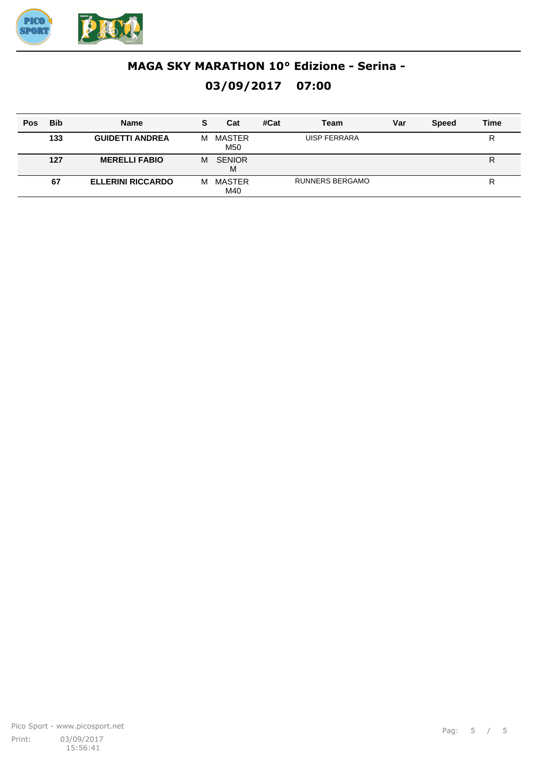# MAGA SKY MARATHON 10° Edizione - Serina -

## 03/09/2017 07:00

| Pos | Bib | Name | S | Cat | #Cat | Team | Var | Speed | Time |
|---|---|---|---|---|---|---|---|---|---|
| | 133 | GUIDETTI ANDREA | M | MASTER M50 | | UISP FERRARA | | | R |
| | 127 | MERELLI FABIO | M | SENIOR M | | | | | R |
| | 67 | ELLERINI RICCARDO | M | MASTER M40 | | RUNNERS BERGAMO | | | R |

Pico Sport - www.picosport.net

Print: 03/09/2017 15:56:41